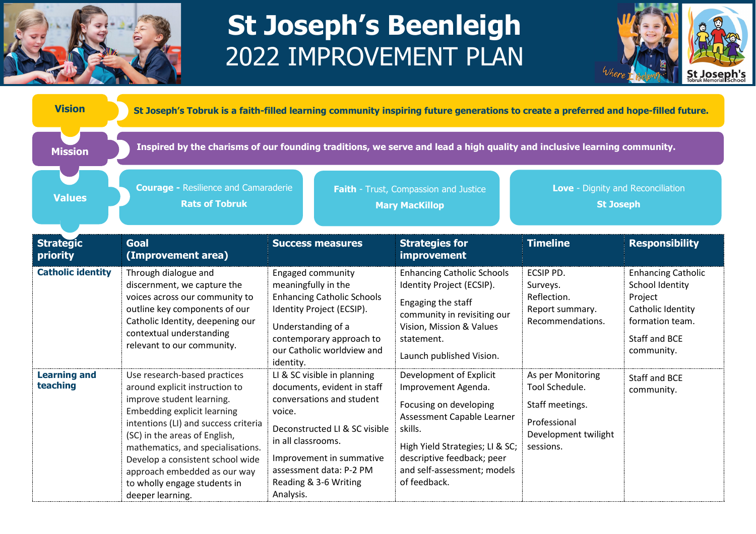# St Joseph's Beenleigh
## 2022 IMPROVEMENT PLAN

Where I Belong

St Joseph's Tobruk Memorial School

**Vision**

**St Joseph's Tobruk is a faith-filled learning community inspiring future generations to create a preferred and hope-filled future.**

**Mission**

**Inspired by the charisms of our founding traditions, we serve and lead a high quality and inclusive learning community.**

**Values**

**Courage** - Resilience and Camaraderie
**Rats of Tobruk**

**Faith** - Trust, Compassion and Justice
**Mary MacKillop**

**Love** - Dignity and Reconciliation
**St Joseph**

| Strategic priority | Goal (Improvement area) | Success measures | Strategies for improvement | Timeline | Responsibility |
|---|---|---|---|---|---|
| **Catholic identity** | Through dialogue and discernment, we capture the voices across our community to outline key components of our Catholic Identity, deepening our contextual understanding relevant to our community. | Engaged community meaningfully in the Enhancing Catholic Schools Identity Project (ECSIP).<br><br>Understanding of a contemporary approach to our Catholic worldview and identity. | Enhancing Catholic Schools Identity Project (ECSIP).<br><br>Engaging the staff community in revisiting our Vision, Mission & Values statement.<br><br>Launch published Vision. | ECSIP PD.<br>Surveys.<br>Reflection.<br>Report summary.<br>Recommendations. | Enhancing Catholic School Identity Project<br>Catholic Identity formation team.<br><br>Staff and BCE community. |
| **Learning and teaching** | Use research-based practices around explicit instruction to improve student learning. Embedding explicit learning intentions (LI) and success criteria (SC) in the areas of English, mathematics, and specialisations. Develop a consistent school wide approach embedded as our way to wholly engage students in deeper learning. | LI & SC visible in planning documents, evident in staff conversations and student voice.<br><br>Deconstructed LI & SC visible in all classrooms.<br><br>Improvement in summative assessment data: P-2 PM Reading & 3-6 Writing Analysis. | Development of Explicit Improvement Agenda.<br><br>Focusing on developing Assessment Capable Learner skills.<br><br>High Yield Strategies; LI & SC; descriptive feedback; peer and self-assessment; models of feedback. | As per Monitoring Tool Schedule.<br><br>Staff meetings.<br><br>Professional Development twilight sessions. | Staff and BCE community. |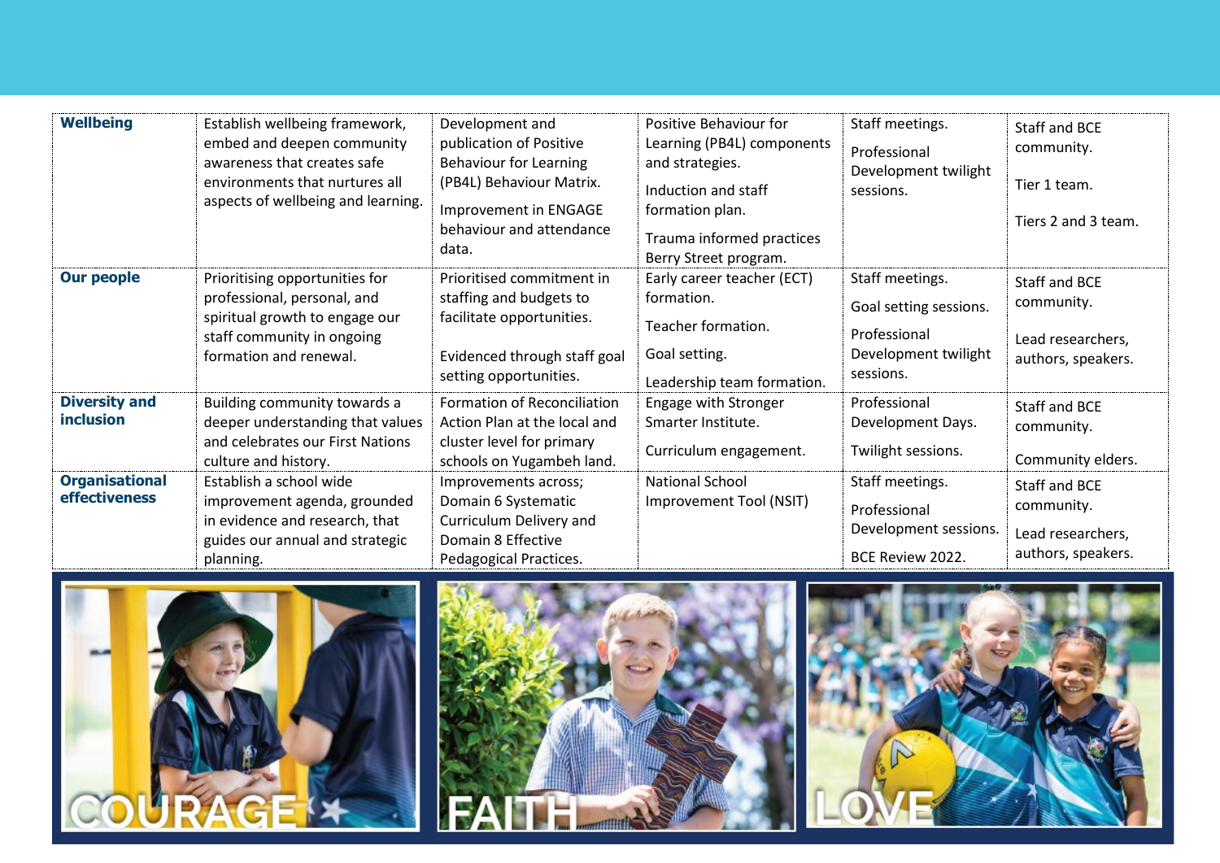| | | | | | |
|---|---|---|---|---|---|
| **Wellbeing** | Establish wellbeing framework, embed and deepen community awareness that creates safe environments that nurtures all aspects of wellbeing and learning. | Development and publication of Positive Behaviour for Learning (PB4L) Behaviour Matrix.<br><br>Improvement in ENGAGE behaviour and attendance data. | Positive Behaviour for Learning (PB4L) components and strategies.<br><br>Induction and staff formation plan.<br><br>Trauma informed practices Berry Street program. | Staff meetings.<br><br>Professional Development twilight sessions. | Staff and BCE community.<br><br>Tier 1 team.<br><br>Tiers 2 and 3 team. |
| **Our people** | Prioritising opportunities for professional, personal, and spiritual growth to engage our staff community in ongoing formation and renewal. | Prioritised commitment in staffing and budgets to facilitate opportunities.<br><br>Evidenced through staff goal setting opportunities. | Early career teacher (ECT) formation.<br><br>Teacher formation.<br><br>Goal setting.<br><br>Leadership team formation. | Staff meetings.<br><br>Goal setting sessions.<br><br>Professional Development twilight sessions. | Staff and BCE community.<br><br>Lead researchers, authors, speakers. |
| **Diversity and inclusion** | Building community towards a deeper understanding that values and celebrates our First Nations culture and history. | Formation of Reconciliation Action Plan at the local and cluster level for primary schools on Yugambeh land. | Engage with Stronger Smarter Institute.<br><br>Curriculum engagement. | Professional Development Days.<br><br>Twilight sessions. | Staff and BCE community.<br><br>Community elders. |
| **Organisational effectiveness** | Establish a school wide improvement agenda, grounded in evidence and research, that guides our annual and strategic planning. | Improvements across; Domain 6 Systematic Curriculum Delivery and Domain 8 Effective Pedagogical Practices. | National School Improvement Tool (NSIT) | Staff meetings.<br><br>Professional Development sessions.<br><br>BCE Review 2022. | Staff and BCE community.<br><br>Lead researchers, authors, speakers. |

COURAGE

FAITH

LOVE